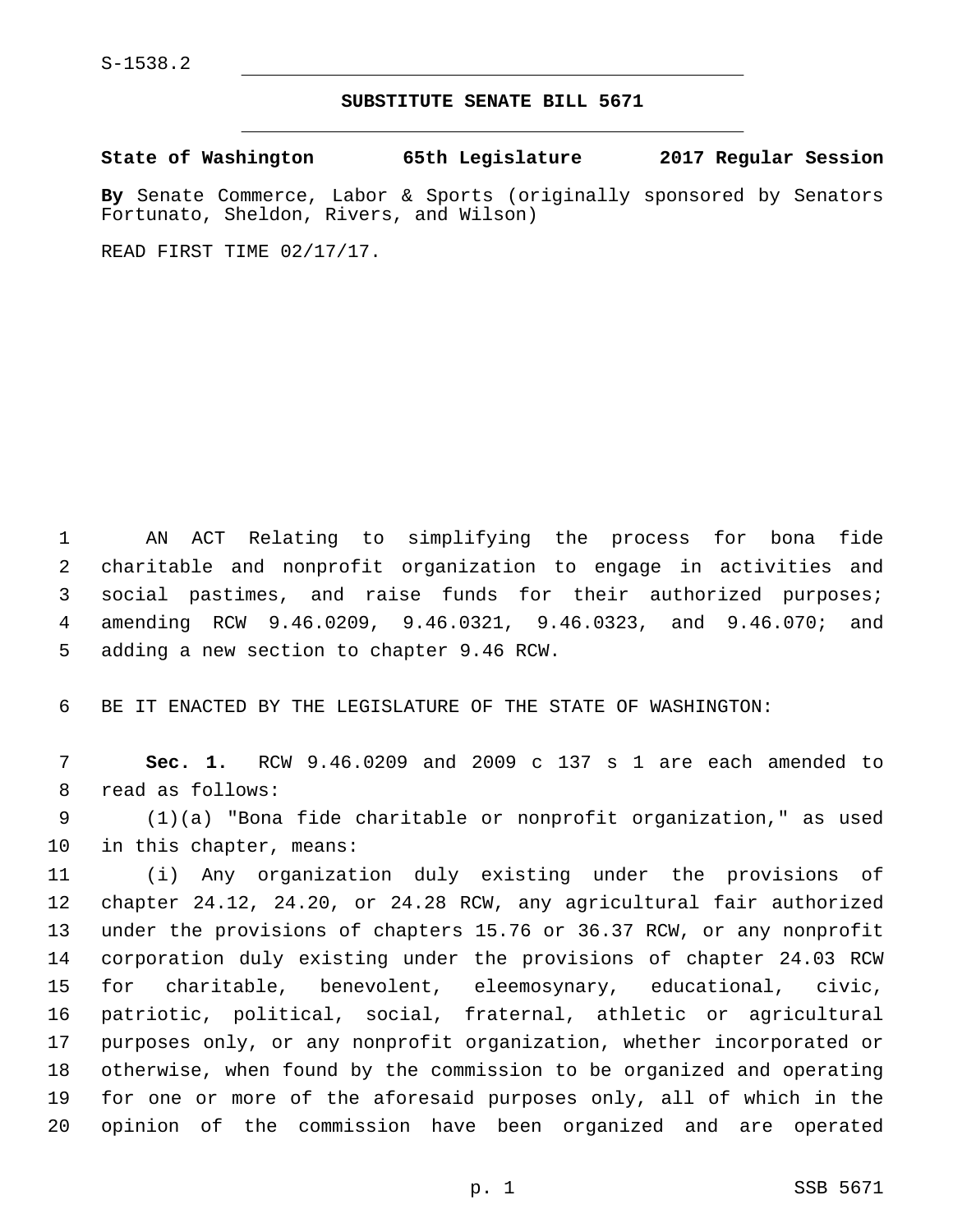S-1538.2

# SUBSTITUTE SENATE BILL 5671

**State of Washington 65th Legislature 2017 Regular Session**

**By** Senate Commerce, Labor & Sports (originally sponsored by Senators Fortunato, Sheldon, Rivers, and Wilson)

READ FIRST TIME 02/17/17.

AN ACT Relating to simplifying the process for bona fide charitable and nonprofit organization to engage in activities and social pastimes, and raise funds for their authorized purposes; amending RCW 9.46.0209, 9.46.0321, 9.46.0323, and 9.46.070; and adding a new section to chapter 9.46 RCW.

BE IT ENACTED BY THE LEGISLATURE OF THE STATE OF WASHINGTON:

**Sec. 1.** RCW 9.46.0209 and 2009 c 137 s 1 are each amended to read as follows:

(1)(a) "Bona fide charitable or nonprofit organization," as used in this chapter, means:

(i) Any organization duly existing under the provisions of chapter 24.12, 24.20, or 24.28 RCW, any agricultural fair authorized under the provisions of chapters 15.76 or 36.37 RCW, or any nonprofit corporation duly existing under the provisions of chapter 24.03 RCW for charitable, benevolent, eleemosynary, educational, civic, patriotic, political, social, fraternal, athletic or agricultural purposes only, or any nonprofit organization, whether incorporated or otherwise, when found by the commission to be organized and operating for one or more of the aforesaid purposes only, all of which in the opinion of the commission have been organized and are operated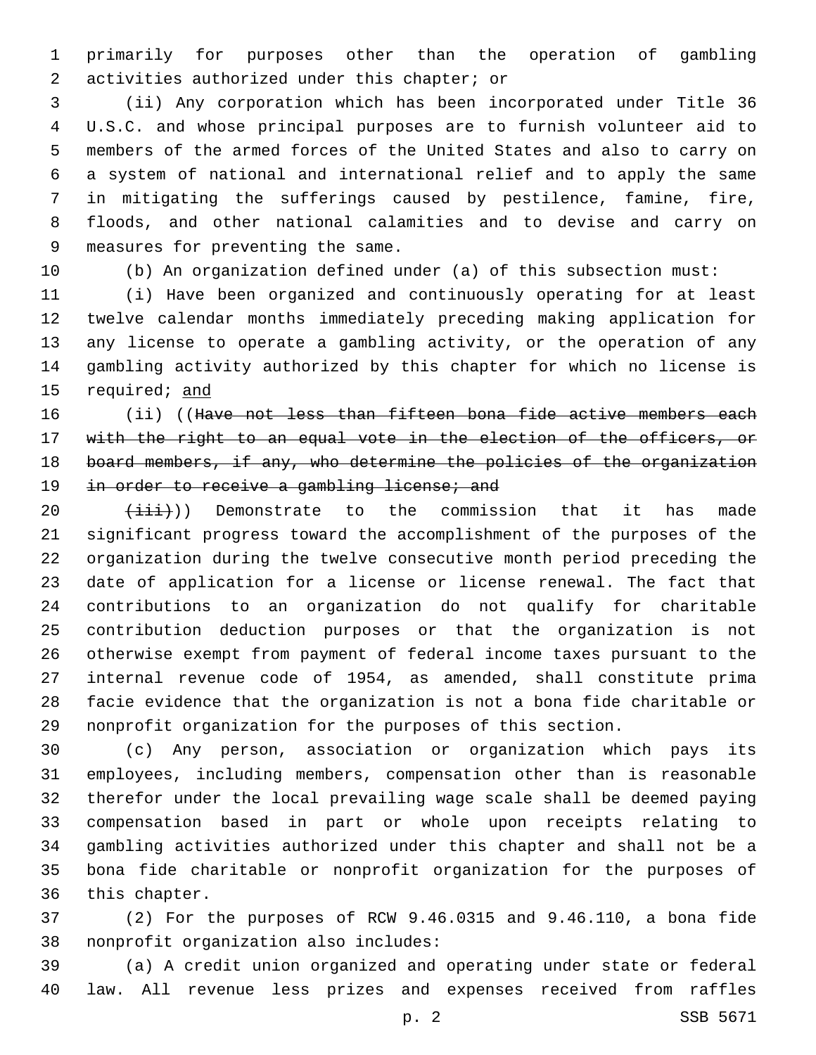primarily for purposes other than the operation of gambling activities authorized under this chapter; or

(ii) Any corporation which has been incorporated under Title 36 U.S.C. and whose principal purposes are to furnish volunteer aid to members of the armed forces of the United States and also to carry on a system of national and international relief and to apply the same in mitigating the sufferings caused by pestilence, famine, fire, floods, and other national calamities and to devise and carry on measures for preventing the same.

(b) An organization defined under (a) of this subsection must:

(i) Have been organized and continuously operating for at least twelve calendar months immediately preceding making application for any license to operate a gambling activity, or the operation of any gambling activity authorized by this chapter for which no license is required; <u>and</u>

(ii) ((~~Have not less than fifteen bona fide active members each with the right to an equal vote in the election of the officers, or board members, if any, who determine the policies of the organization in order to receive a gambling license; and~~

~~(iii)~~)) Demonstrate to the commission that it has made significant progress toward the accomplishment of the purposes of the organization during the twelve consecutive month period preceding the date of application for a license or license renewal. The fact that contributions to an organization do not qualify for charitable contribution deduction purposes or that the organization is not otherwise exempt from payment of federal income taxes pursuant to the internal revenue code of 1954, as amended, shall constitute prima facie evidence that the organization is not a bona fide charitable or nonprofit organization for the purposes of this section.

(c) Any person, association or organization which pays its employees, including members, compensation other than is reasonable therefor under the local prevailing wage scale shall be deemed paying compensation based in part or whole upon receipts relating to gambling activities authorized under this chapter and shall not be a bona fide charitable or nonprofit organization for the purposes of this chapter.

(2) For the purposes of RCW 9.46.0315 and 9.46.110, a bona fide nonprofit organization also includes:

(a) A credit union organized and operating under state or federal law. All revenue less prizes and expenses received from raffles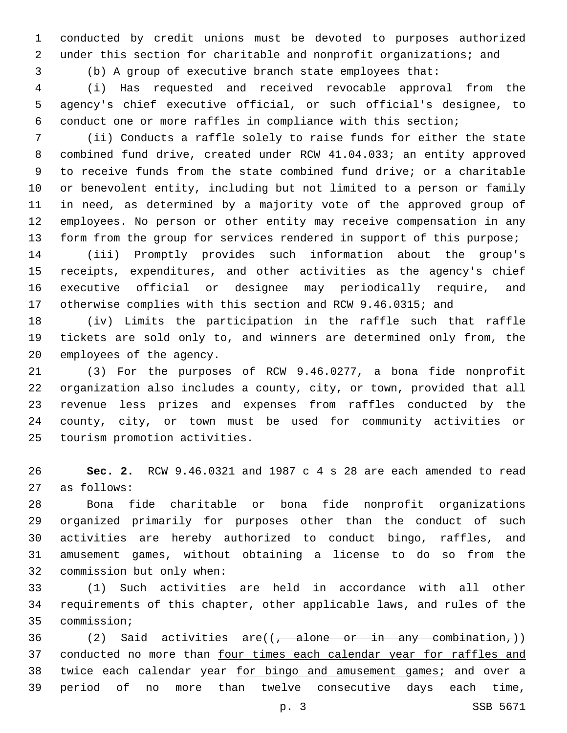conducted by credit unions must be devoted to purposes authorized under this section for charitable and nonprofit organizations; and

(b) A group of executive branch state employees that:

(i) Has requested and received revocable approval from the agency's chief executive official, or such official's designee, to conduct one or more raffles in compliance with this section;

(ii) Conducts a raffle solely to raise funds for either the state combined fund drive, created under RCW 41.04.033; an entity approved to receive funds from the state combined fund drive; or a charitable or benevolent entity, including but not limited to a person or family in need, as determined by a majority vote of the approved group of employees. No person or other entity may receive compensation in any form from the group for services rendered in support of this purpose;

(iii) Promptly provides such information about the group's receipts, expenditures, and other activities as the agency's chief executive official or designee may periodically require, and otherwise complies with this section and RCW 9.46.0315; and

(iv) Limits the participation in the raffle such that raffle tickets are sold only to, and winners are determined only from, the employees of the agency.

(3) For the purposes of RCW 9.46.0277, a bona fide nonprofit organization also includes a county, city, or town, provided that all revenue less prizes and expenses from raffles conducted by the county, city, or town must be used for community activities or tourism promotion activities.

**Sec. 2.** RCW 9.46.0321 and 1987 c 4 s 28 are each amended to read as follows:

Bona fide charitable or bona fide nonprofit organizations organized primarily for purposes other than the conduct of such activities are hereby authorized to conduct bingo, raffles, and amusement games, without obtaining a license to do so from the commission but only when:

(1) Such activities are held in accordance with all other requirements of this chapter, other applicable laws, and rules of the commission;

(2) Said activities are((~~, alone or in any combination,~~)) conducted no more than <u>four times each calendar year for raffles and</u> twice each calendar year <u>for bingo and amusement games;</u> and over a period of no more than twelve consecutive days each time,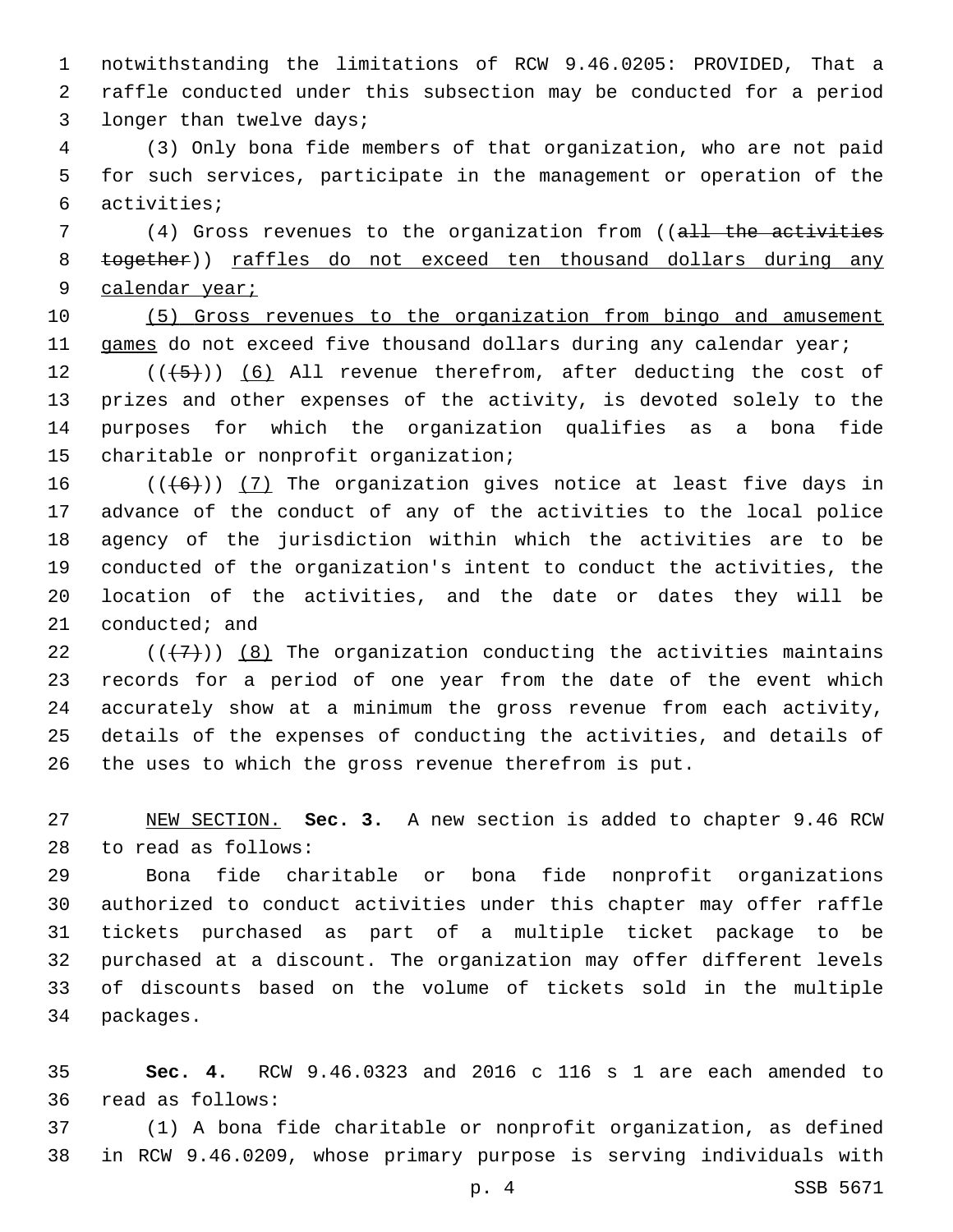notwithstanding the limitations of RCW 9.46.0205: PROVIDED, That a raffle conducted under this subsection may be conducted for a period longer than twelve days;

(3) Only bona fide members of that organization, who are not paid for such services, participate in the management or operation of the activities;

(4) Gross revenues to the organization from ((~~all the activities together~~)) <u>raffles do not exceed ten thousand dollars during any calendar year;</u>

<u>(5) Gross revenues to the organization from bingo and amusement games</u> do not exceed five thousand dollars during any calendar year;

(((~~5~~))) <u>(6)</u> All revenue therefrom, after deducting the cost of prizes and other expenses of the activity, is devoted solely to the purposes for which the organization qualifies as a bona fide charitable or nonprofit organization;

(((~~6~~))) <u>(7)</u> The organization gives notice at least five days in advance of the conduct of any of the activities to the local police agency of the jurisdiction within which the activities are to be conducted of the organization's intent to conduct the activities, the location of the activities, and the date or dates they will be conducted; and

(((~~7~~))) <u>(8)</u> The organization conducting the activities maintains records for a period of one year from the date of the event which accurately show at a minimum the gross revenue from each activity, details of the expenses of conducting the activities, and details of the uses to which the gross revenue therefrom is put.

<u>NEW SECTION.</u> **Sec. 3.** A new section is added to chapter 9.46 RCW to read as follows:

Bona fide charitable or bona fide nonprofit organizations authorized to conduct activities under this chapter may offer raffle tickets purchased as part of a multiple ticket package to be purchased at a discount. The organization may offer different levels of discounts based on the volume of tickets sold in the multiple packages.

**Sec. 4.** RCW 9.46.0323 and 2016 c 116 s 1 are each amended to read as follows:

(1) A bona fide charitable or nonprofit organization, as defined in RCW 9.46.0209, whose primary purpose is serving individuals with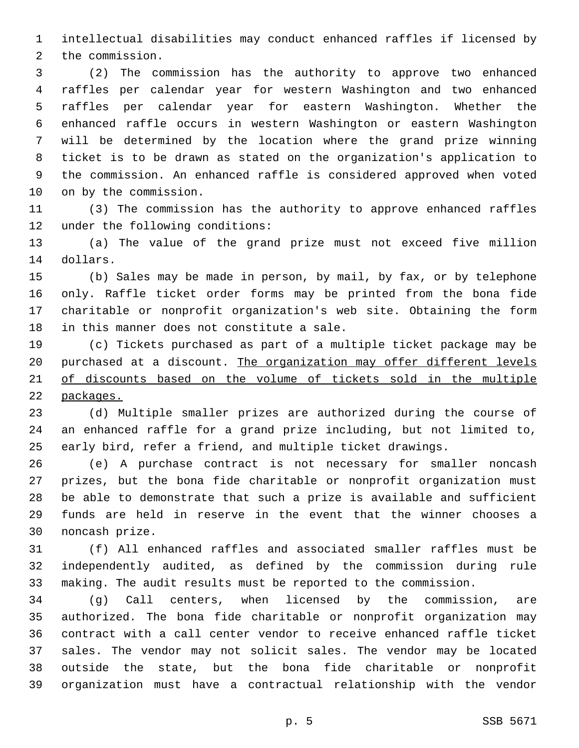intellectual disabilities may conduct enhanced raffles if licensed by the commission.

(2) The commission has the authority to approve two enhanced raffles per calendar year for western Washington and two enhanced raffles per calendar year for eastern Washington. Whether the enhanced raffle occurs in western Washington or eastern Washington will be determined by the location where the grand prize winning ticket is to be drawn as stated on the organization's application to the commission. An enhanced raffle is considered approved when voted on by the commission.

(3) The commission has the authority to approve enhanced raffles under the following conditions:

(a) The value of the grand prize must not exceed five million dollars.

(b) Sales may be made in person, by mail, by fax, or by telephone only. Raffle ticket order forms may be printed from the bona fide charitable or nonprofit organization's web site. Obtaining the form in this manner does not constitute a sale.

(c) Tickets purchased as part of a multiple ticket package may be purchased at a discount. <u>The organization may offer different levels of discounts based on the volume of tickets sold in the multiple packages.</u>

(d) Multiple smaller prizes are authorized during the course of an enhanced raffle for a grand prize including, but not limited to, early bird, refer a friend, and multiple ticket drawings.

(e) A purchase contract is not necessary for smaller noncash prizes, but the bona fide charitable or nonprofit organization must be able to demonstrate that such a prize is available and sufficient funds are held in reserve in the event that the winner chooses a noncash prize.

(f) All enhanced raffles and associated smaller raffles must be independently audited, as defined by the commission during rule making. The audit results must be reported to the commission.

(g) Call centers, when licensed by the commission, are authorized. The bona fide charitable or nonprofit organization may contract with a call center vendor to receive enhanced raffle ticket sales. The vendor may not solicit sales. The vendor may be located outside the state, but the bona fide charitable or nonprofit organization must have a contractual relationship with the vendor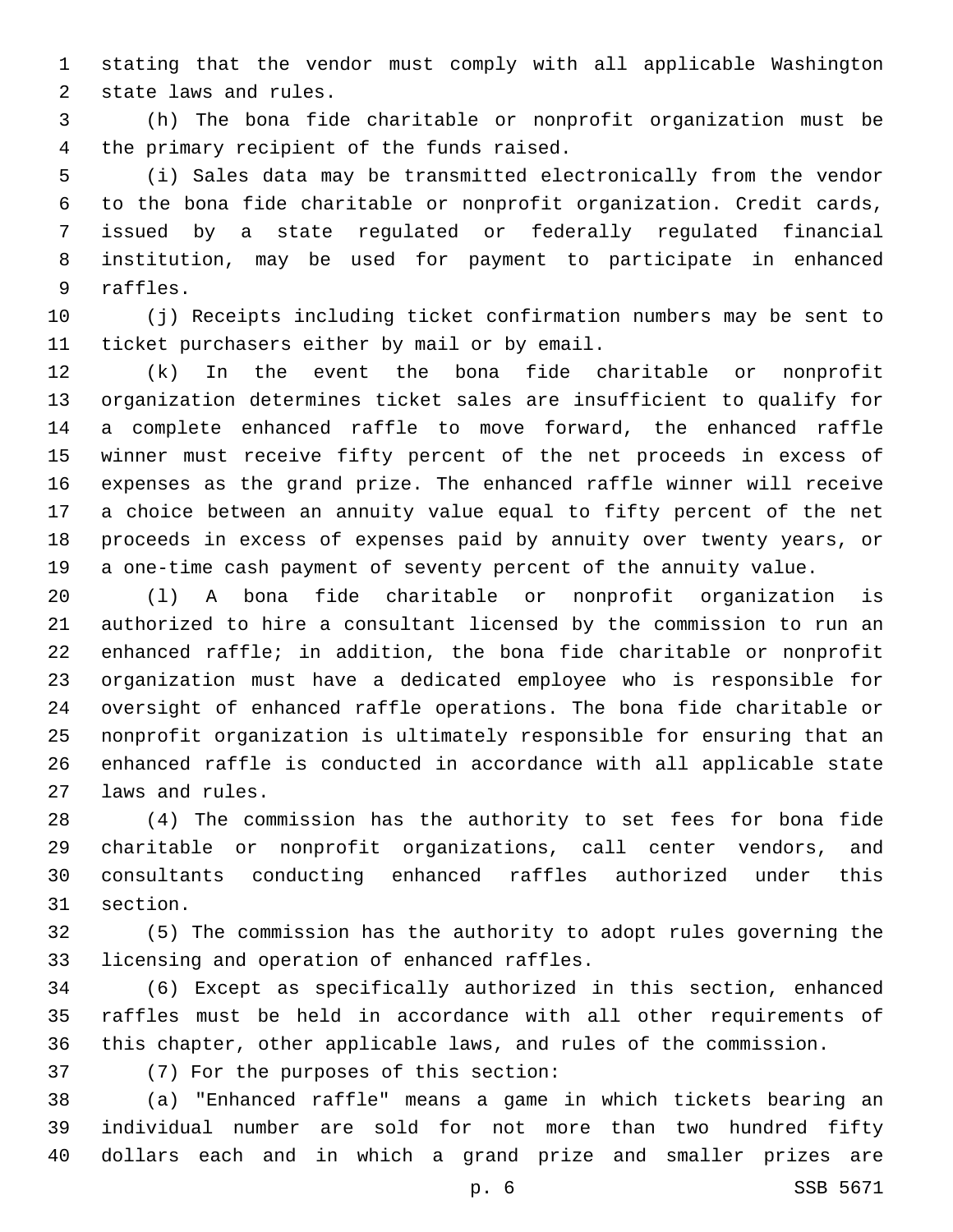stating that the vendor must comply with all applicable Washington state laws and rules.

(h) The bona fide charitable or nonprofit organization must be the primary recipient of the funds raised.

(i) Sales data may be transmitted electronically from the vendor to the bona fide charitable or nonprofit organization. Credit cards, issued by a state regulated or federally regulated financial institution, may be used for payment to participate in enhanced raffles.

(j) Receipts including ticket confirmation numbers may be sent to ticket purchasers either by mail or by email.

(k) In the event the bona fide charitable or nonprofit organization determines ticket sales are insufficient to qualify for a complete enhanced raffle to move forward, the enhanced raffle winner must receive fifty percent of the net proceeds in excess of expenses as the grand prize. The enhanced raffle winner will receive a choice between an annuity value equal to fifty percent of the net proceeds in excess of expenses paid by annuity over twenty years, or a one-time cash payment of seventy percent of the annuity value.

(l) A bona fide charitable or nonprofit organization is authorized to hire a consultant licensed by the commission to run an enhanced raffle; in addition, the bona fide charitable or nonprofit organization must have a dedicated employee who is responsible for oversight of enhanced raffle operations. The bona fide charitable or nonprofit organization is ultimately responsible for ensuring that an enhanced raffle is conducted in accordance with all applicable state laws and rules.

(4) The commission has the authority to set fees for bona fide charitable or nonprofit organizations, call center vendors, and consultants conducting enhanced raffles authorized under this section.

(5) The commission has the authority to adopt rules governing the licensing and operation of enhanced raffles.

(6) Except as specifically authorized in this section, enhanced raffles must be held in accordance with all other requirements of this chapter, other applicable laws, and rules of the commission.

(7) For the purposes of this section:

(a) "Enhanced raffle" means a game in which tickets bearing an individual number are sold for not more than two hundred fifty dollars each and in which a grand prize and smaller prizes are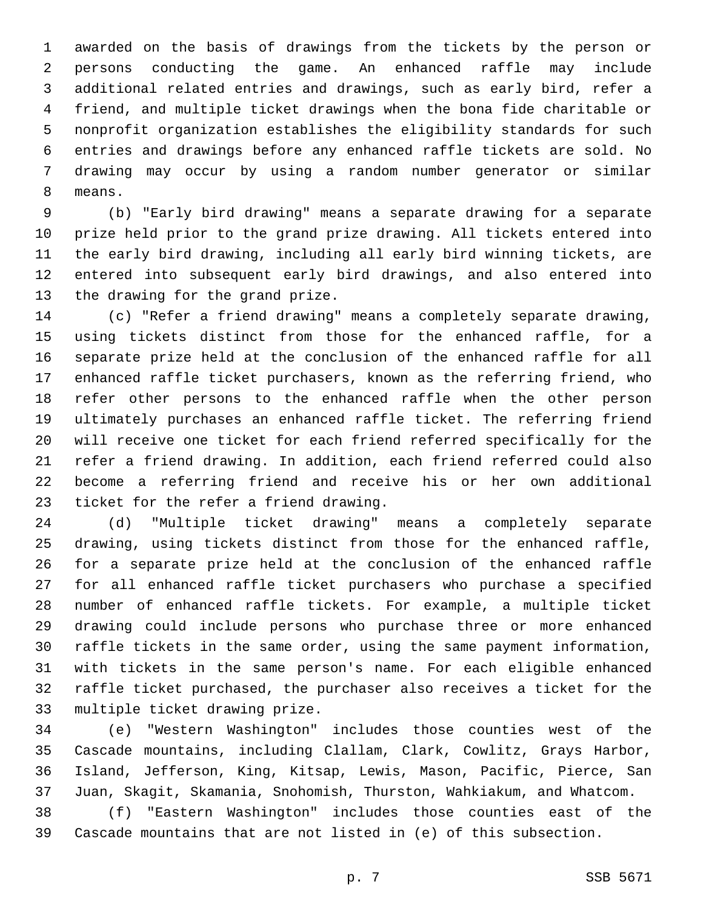awarded on the basis of drawings from the tickets by the person or persons conducting the game. An enhanced raffle may include additional related entries and drawings, such as early bird, refer a friend, and multiple ticket drawings when the bona fide charitable or nonprofit organization establishes the eligibility standards for such entries and drawings before any enhanced raffle tickets are sold. No drawing may occur by using a random number generator or similar means.

(b) "Early bird drawing" means a separate drawing for a separate prize held prior to the grand prize drawing. All tickets entered into the early bird drawing, including all early bird winning tickets, are entered into subsequent early bird drawings, and also entered into the drawing for the grand prize.

(c) "Refer a friend drawing" means a completely separate drawing, using tickets distinct from those for the enhanced raffle, for a separate prize held at the conclusion of the enhanced raffle for all enhanced raffle ticket purchasers, known as the referring friend, who refer other persons to the enhanced raffle when the other person ultimately purchases an enhanced raffle ticket. The referring friend will receive one ticket for each friend referred specifically for the refer a friend drawing. In addition, each friend referred could also become a referring friend and receive his or her own additional ticket for the refer a friend drawing.

(d) "Multiple ticket drawing" means a completely separate drawing, using tickets distinct from those for the enhanced raffle, for a separate prize held at the conclusion of the enhanced raffle for all enhanced raffle ticket purchasers who purchase a specified number of enhanced raffle tickets. For example, a multiple ticket drawing could include persons who purchase three or more enhanced raffle tickets in the same order, using the same payment information, with tickets in the same person's name. For each eligible enhanced raffle ticket purchased, the purchaser also receives a ticket for the multiple ticket drawing prize.

(e) "Western Washington" includes those counties west of the Cascade mountains, including Clallam, Clark, Cowlitz, Grays Harbor, Island, Jefferson, King, Kitsap, Lewis, Mason, Pacific, Pierce, San Juan, Skagit, Skamania, Snohomish, Thurston, Wahkiakum, and Whatcom.

(f) "Eastern Washington" includes those counties east of the Cascade mountains that are not listed in (e) of this subsection.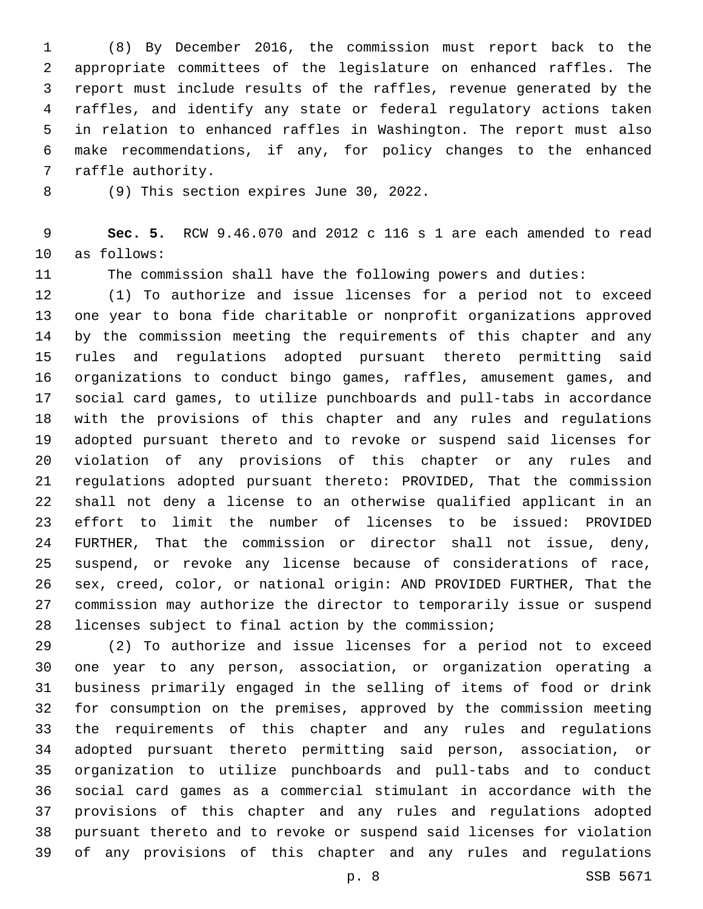(8) By December 2016, the commission must report back to the appropriate committees of the legislature on enhanced raffles. The report must include results of the raffles, revenue generated by the raffles, and identify any state or federal regulatory actions taken in relation to enhanced raffles in Washington. The report must also make recommendations, if any, for policy changes to the enhanced raffle authority.

(9) This section expires June 30, 2022.

**Sec. 5.** RCW 9.46.070 and 2012 c 116 s 1 are each amended to read as follows:

The commission shall have the following powers and duties:

(1) To authorize and issue licenses for a period not to exceed one year to bona fide charitable or nonprofit organizations approved by the commission meeting the requirements of this chapter and any rules and regulations adopted pursuant thereto permitting said organizations to conduct bingo games, raffles, amusement games, and social card games, to utilize punchboards and pull-tabs in accordance with the provisions of this chapter and any rules and regulations adopted pursuant thereto and to revoke or suspend said licenses for violation of any provisions of this chapter or any rules and regulations adopted pursuant thereto: PROVIDED, That the commission shall not deny a license to an otherwise qualified applicant in an effort to limit the number of licenses to be issued: PROVIDED FURTHER, That the commission or director shall not issue, deny, suspend, or revoke any license because of considerations of race, sex, creed, color, or national origin: AND PROVIDED FURTHER, That the commission may authorize the director to temporarily issue or suspend licenses subject to final action by the commission;

(2) To authorize and issue licenses for a period not to exceed one year to any person, association, or organization operating a business primarily engaged in the selling of items of food or drink for consumption on the premises, approved by the commission meeting the requirements of this chapter and any rules and regulations adopted pursuant thereto permitting said person, association, or organization to utilize punchboards and pull-tabs and to conduct social card games as a commercial stimulant in accordance with the provisions of this chapter and any rules and regulations adopted pursuant thereto and to revoke or suspend said licenses for violation of any provisions of this chapter and any rules and regulations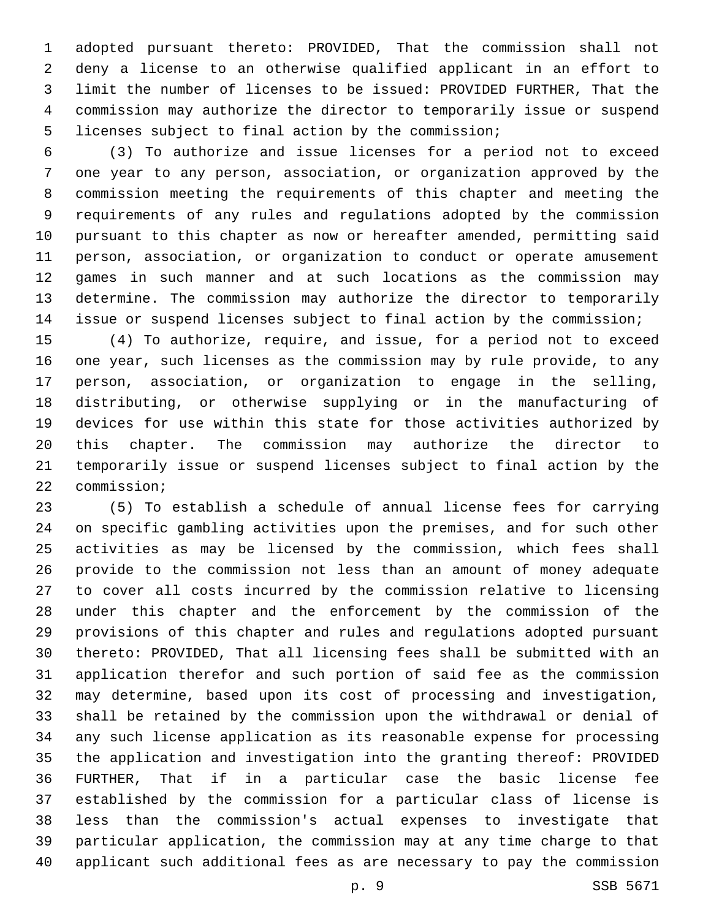adopted pursuant thereto: PROVIDED, That the commission shall not deny a license to an otherwise qualified applicant in an effort to limit the number of licenses to be issued: PROVIDED FURTHER, That the commission may authorize the director to temporarily issue or suspend licenses subject to final action by the commission;

(3) To authorize and issue licenses for a period not to exceed one year to any person, association, or organization approved by the commission meeting the requirements of this chapter and meeting the requirements of any rules and regulations adopted by the commission pursuant to this chapter as now or hereafter amended, permitting said person, association, or organization to conduct or operate amusement games in such manner and at such locations as the commission may determine. The commission may authorize the director to temporarily issue or suspend licenses subject to final action by the commission;

(4) To authorize, require, and issue, for a period not to exceed one year, such licenses as the commission may by rule provide, to any person, association, or organization to engage in the selling, distributing, or otherwise supplying or in the manufacturing of devices for use within this state for those activities authorized by this chapter. The commission may authorize the director to temporarily issue or suspend licenses subject to final action by the commission;

(5) To establish a schedule of annual license fees for carrying on specific gambling activities upon the premises, and for such other activities as may be licensed by the commission, which fees shall provide to the commission not less than an amount of money adequate to cover all costs incurred by the commission relative to licensing under this chapter and the enforcement by the commission of the provisions of this chapter and rules and regulations adopted pursuant thereto: PROVIDED, That all licensing fees shall be submitted with an application therefor and such portion of said fee as the commission may determine, based upon its cost of processing and investigation, shall be retained by the commission upon the withdrawal or denial of any such license application as its reasonable expense for processing the application and investigation into the granting thereof: PROVIDED FURTHER, That if in a particular case the basic license fee established by the commission for a particular class of license is less than the commission's actual expenses to investigate that particular application, the commission may at any time charge to that applicant such additional fees as are necessary to pay the commission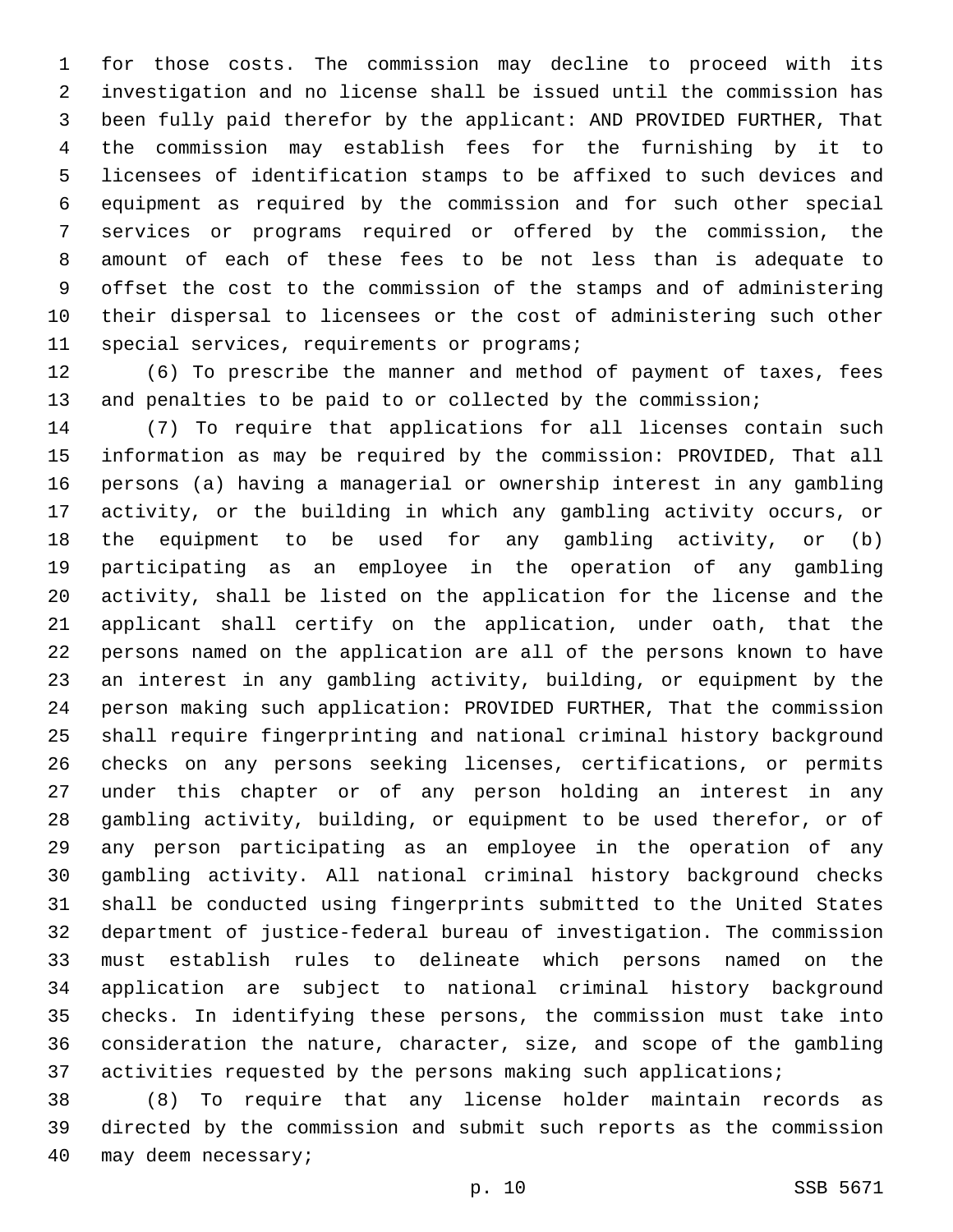for those costs. The commission may decline to proceed with its investigation and no license shall be issued until the commission has been fully paid therefor by the applicant: AND PROVIDED FURTHER, That the commission may establish fees for the furnishing by it to licensees of identification stamps to be affixed to such devices and equipment as required by the commission and for such other special services or programs required or offered by the commission, the amount of each of these fees to be not less than is adequate to offset the cost to the commission of the stamps and of administering their dispersal to licensees or the cost of administering such other special services, requirements or programs;

(6) To prescribe the manner and method of payment of taxes, fees and penalties to be paid to or collected by the commission;

(7) To require that applications for all licenses contain such information as may be required by the commission: PROVIDED, That all persons (a) having a managerial or ownership interest in any gambling activity, or the building in which any gambling activity occurs, or the equipment to be used for any gambling activity, or (b) participating as an employee in the operation of any gambling activity, shall be listed on the application for the license and the applicant shall certify on the application, under oath, that the persons named on the application are all of the persons known to have an interest in any gambling activity, building, or equipment by the person making such application: PROVIDED FURTHER, That the commission shall require fingerprinting and national criminal history background checks on any persons seeking licenses, certifications, or permits under this chapter or of any person holding an interest in any gambling activity, building, or equipment to be used therefor, or of any person participating as an employee in the operation of any gambling activity. All national criminal history background checks shall be conducted using fingerprints submitted to the United States department of justice-federal bureau of investigation. The commission must establish rules to delineate which persons named on the application are subject to national criminal history background checks. In identifying these persons, the commission must take into consideration the nature, character, size, and scope of the gambling activities requested by the persons making such applications;

(8) To require that any license holder maintain records as directed by the commission and submit such reports as the commission may deem necessary;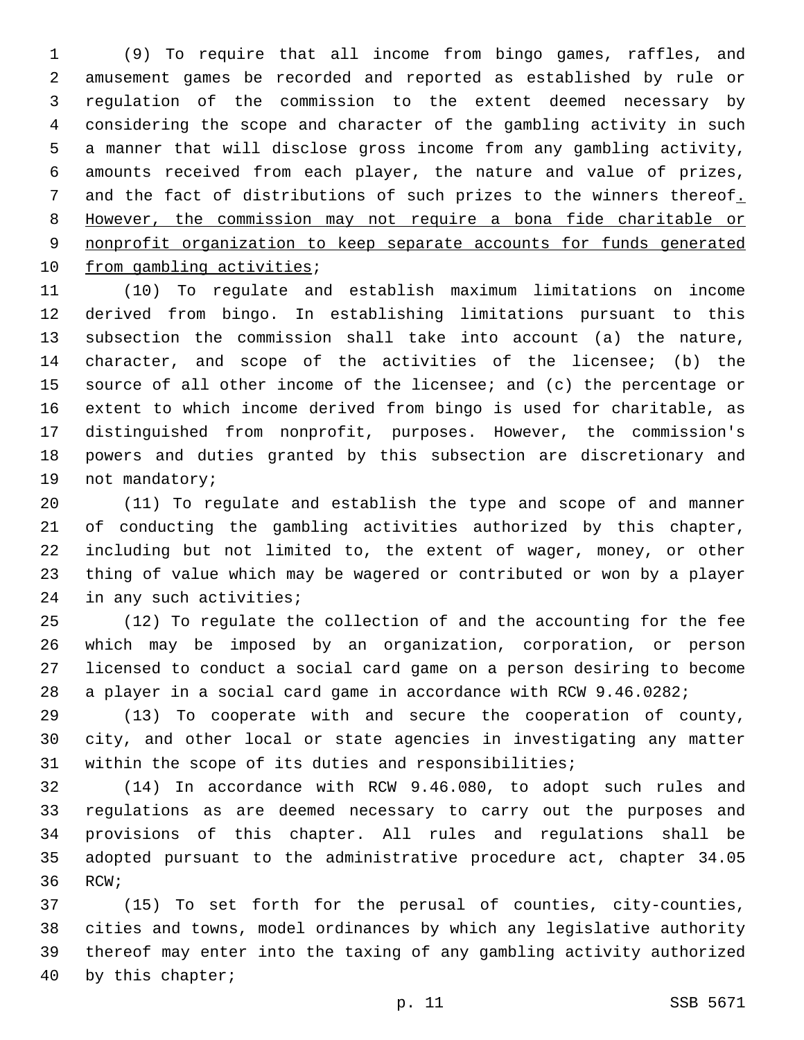(9) To require that all income from bingo games, raffles, and amusement games be recorded and reported as established by rule or regulation of the commission to the extent deemed necessary by considering the scope and character of the gambling activity in such a manner that will disclose gross income from any gambling activity, amounts received from each player, the nature and value of prizes, and the fact of distributions of such prizes to the winners thereof<u>. However, the commission may not require a bona fide charitable or nonprofit organization to keep separate accounts for funds generated from gambling activities</u>;

(10) To regulate and establish maximum limitations on income derived from bingo. In establishing limitations pursuant to this subsection the commission shall take into account (a) the nature, character, and scope of the activities of the licensee; (b) the source of all other income of the licensee; and (c) the percentage or extent to which income derived from bingo is used for charitable, as distinguished from nonprofit, purposes. However, the commission's powers and duties granted by this subsection are discretionary and not mandatory;

(11) To regulate and establish the type and scope of and manner of conducting the gambling activities authorized by this chapter, including but not limited to, the extent of wager, money, or other thing of value which may be wagered or contributed or won by a player in any such activities;

(12) To regulate the collection of and the accounting for the fee which may be imposed by an organization, corporation, or person licensed to conduct a social card game on a person desiring to become a player in a social card game in accordance with RCW 9.46.0282;

(13) To cooperate with and secure the cooperation of county, city, and other local or state agencies in investigating any matter within the scope of its duties and responsibilities;

(14) In accordance with RCW 9.46.080, to adopt such rules and regulations as are deemed necessary to carry out the purposes and provisions of this chapter. All rules and regulations shall be adopted pursuant to the administrative procedure act, chapter 34.05 RCW;

(15) To set forth for the perusal of counties, city-counties, cities and towns, model ordinances by which any legislative authority thereof may enter into the taxing of any gambling activity authorized by this chapter;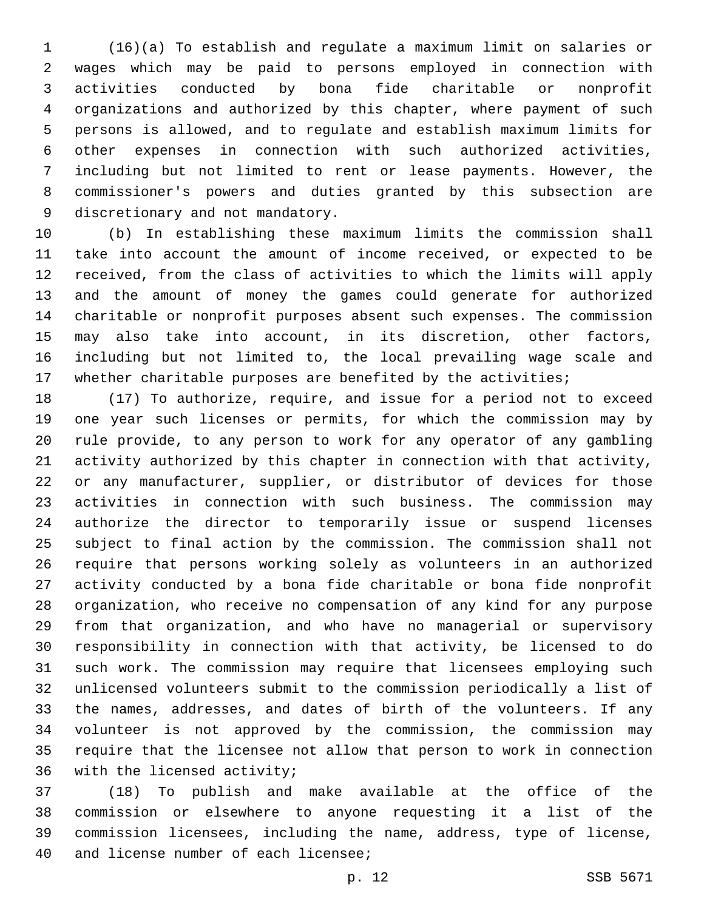(16)(a) To establish and regulate a maximum limit on salaries or wages which may be paid to persons employed in connection with activities conducted by bona fide charitable or nonprofit organizations and authorized by this chapter, where payment of such persons is allowed, and to regulate and establish maximum limits for other expenses in connection with such authorized activities, including but not limited to rent or lease payments. However, the commissioner's powers and duties granted by this subsection are discretionary and not mandatory.

(b) In establishing these maximum limits the commission shall take into account the amount of income received, or expected to be received, from the class of activities to which the limits will apply and the amount of money the games could generate for authorized charitable or nonprofit purposes absent such expenses. The commission may also take into account, in its discretion, other factors, including but not limited to, the local prevailing wage scale and whether charitable purposes are benefited by the activities;

(17) To authorize, require, and issue for a period not to exceed one year such licenses or permits, for which the commission may by rule provide, to any person to work for any operator of any gambling activity authorized by this chapter in connection with that activity, or any manufacturer, supplier, or distributor of devices for those activities in connection with such business. The commission may authorize the director to temporarily issue or suspend licenses subject to final action by the commission. The commission shall not require that persons working solely as volunteers in an authorized activity conducted by a bona fide charitable or bona fide nonprofit organization, who receive no compensation of any kind for any purpose from that organization, and who have no managerial or supervisory responsibility in connection with that activity, be licensed to do such work. The commission may require that licensees employing such unlicensed volunteers submit to the commission periodically a list of the names, addresses, and dates of birth of the volunteers. If any volunteer is not approved by the commission, the commission may require that the licensee not allow that person to work in connection with the licensed activity;

(18) To publish and make available at the office of the commission or elsewhere to anyone requesting it a list of the commission licensees, including the name, address, type of license, and license number of each licensee;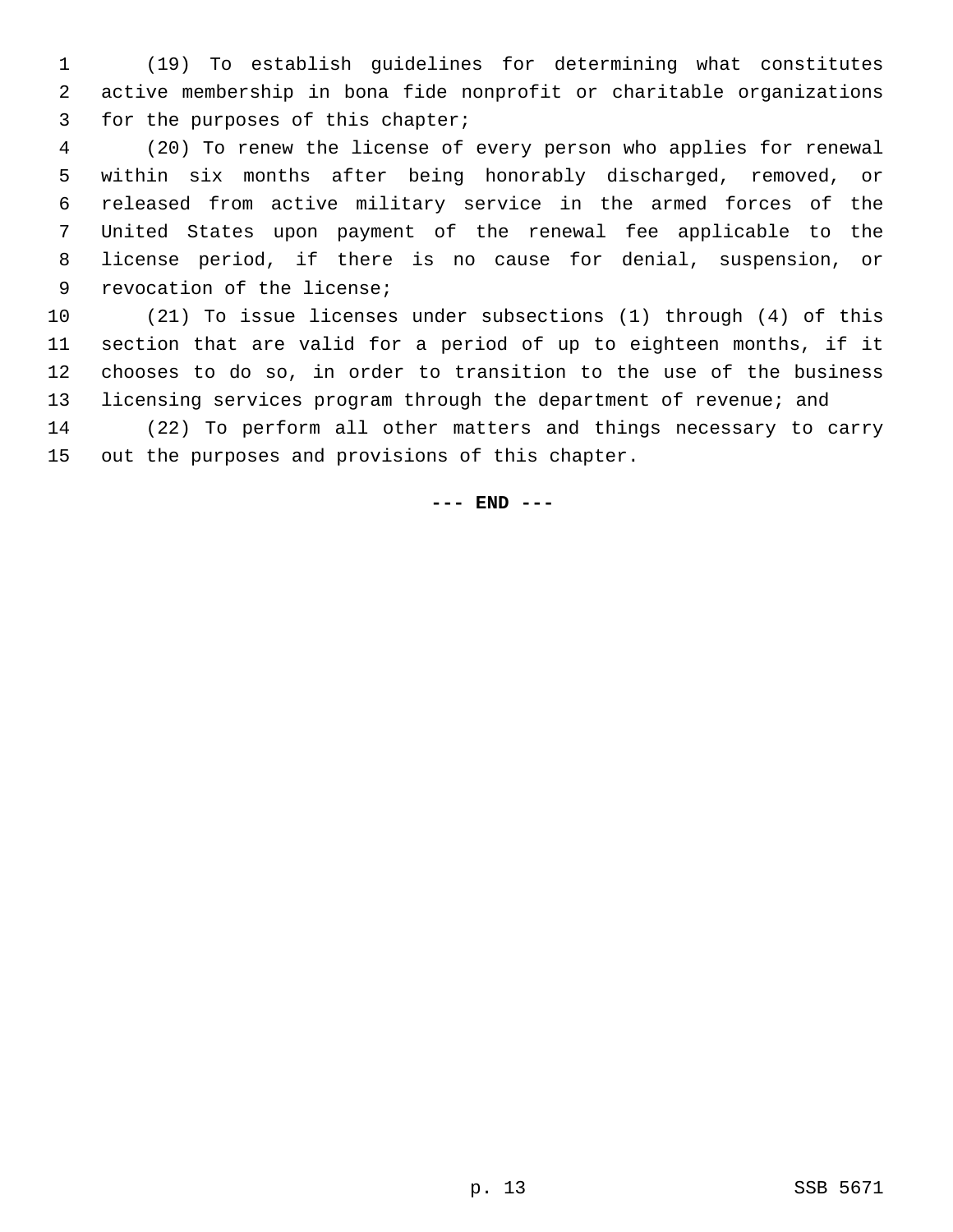(19) To establish guidelines for determining what constitutes active membership in bona fide nonprofit or charitable organizations for the purposes of this chapter;

(20) To renew the license of every person who applies for renewal within six months after being honorably discharged, removed, or released from active military service in the armed forces of the United States upon payment of the renewal fee applicable to the license period, if there is no cause for denial, suspension, or revocation of the license;

(21) To issue licenses under subsections (1) through (4) of this section that are valid for a period of up to eighteen months, if it chooses to do so, in order to transition to the use of the business licensing services program through the department of revenue; and

(22) To perform all other matters and things necessary to carry out the purposes and provisions of this chapter.

**--- END ---**